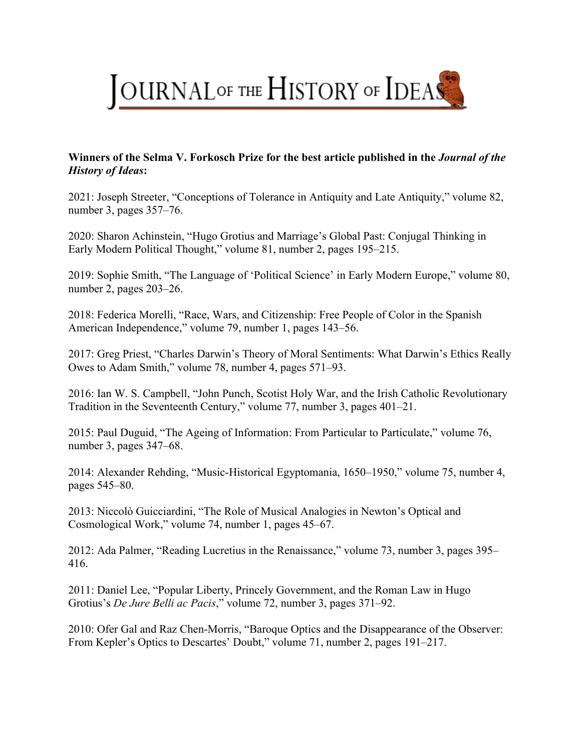# Journal of the History of Ideas

**Winners of the Selma V. Forkosch Prize for the best article published in the *Journal of the History of Ideas*:**

2021: Joseph Streeter, "Conceptions of Tolerance in Antiquity and Late Antiquity," volume 82, number 3, pages 357–76.

2020: Sharon Achinstein, "Hugo Grotius and Marriage's Global Past: Conjugal Thinking in Early Modern Political Thought," volume 81, number 2, pages 195–215.

2019: Sophie Smith, "The Language of 'Political Science' in Early Modern Europe," volume 80, number 2, pages 203–26.

2018: Federica Morelli, "Race, Wars, and Citizenship: Free People of Color in the Spanish American Independence," volume 79, number 1, pages 143–56.

2017: Greg Priest, "Charles Darwin's Theory of Moral Sentiments: What Darwin's Ethics Really Owes to Adam Smith," volume 78, number 4, pages 571–93.

2016: Ian W. S. Campbell, "John Punch, Scotist Holy War, and the Irish Catholic Revolutionary Tradition in the Seventeenth Century," volume 77, number 3, pages 401–21.

2015: Paul Duguid, "The Ageing of Information: From Particular to Particulate," volume 76, number 3, pages 347–68.

2014: Alexander Rehding, "Music-Historical Egyptomania, 1650–1950," volume 75, number 4, pages 545–80.

2013: Niccolò Guicciardini, "The Role of Musical Analogies in Newton's Optical and Cosmological Work," volume 74, number 1, pages 45–67.

2012: Ada Palmer, "Reading Lucretius in the Renaissance," volume 73, number 3, pages 395–416.

2011: Daniel Lee, "Popular Liberty, Princely Government, and the Roman Law in Hugo Grotius's *De Jure Belli ac Pacis*," volume 72, number 3, pages 371–92.

2010: Ofer Gal and Raz Chen-Morris, "Baroque Optics and the Disappearance of the Observer: From Kepler's Optics to Descartes' Doubt," volume 71, number 2, pages 191–217.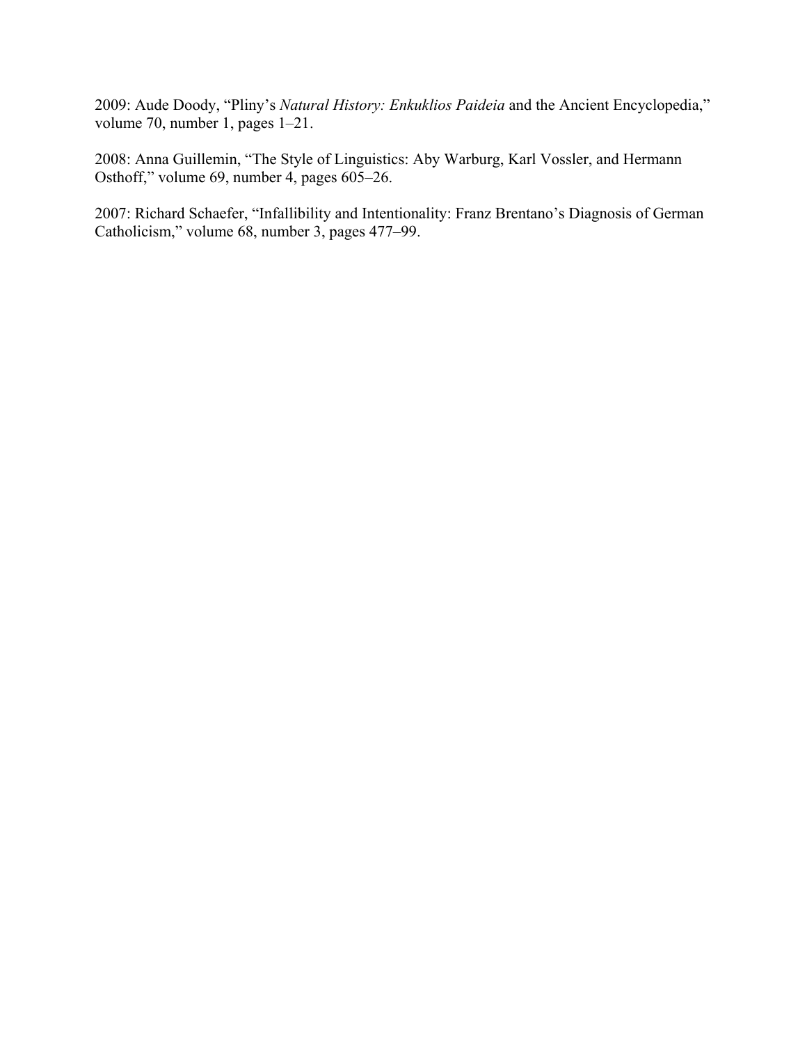2009: Aude Doody, “Pliny’s *Natural History: Enkuklios Paideia* and the Ancient Encyclopedia,” volume 70, number 1, pages 1–21.

2008: Anna Guillemin, “The Style of Linguistics: Aby Warburg, Karl Vossler, and Hermann Osthoff,” volume 69, number 4, pages 605–26.

2007: Richard Schaefer, “Infallibility and Intentionality: Franz Brentano’s Diagnosis of German Catholicism,” volume 68, number 3, pages 477–99.